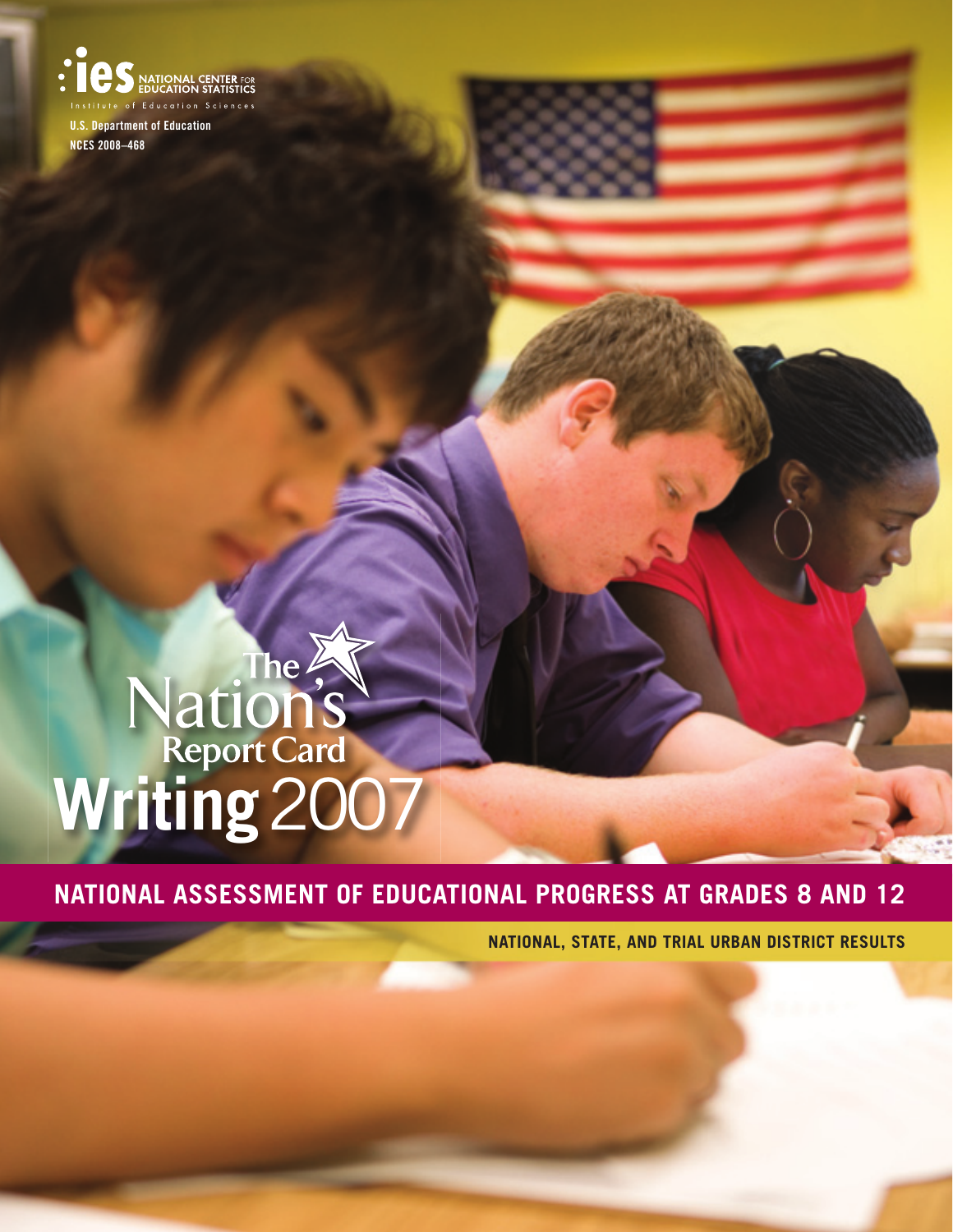ies NATIONAL CENTER FOR EDUCATION STATISTICS

Institute of Education Sciences

U.S. Department of Education

NCES 2008–468

# The Nation's Report Card

# Writing 2007

## NATIONAL ASSESSMENT OF EDUCATIONAL PROGRESS AT GRADES 8 AND 12

NATIONAL, STATE, AND TRIAL URBAN DISTRICT RESULTS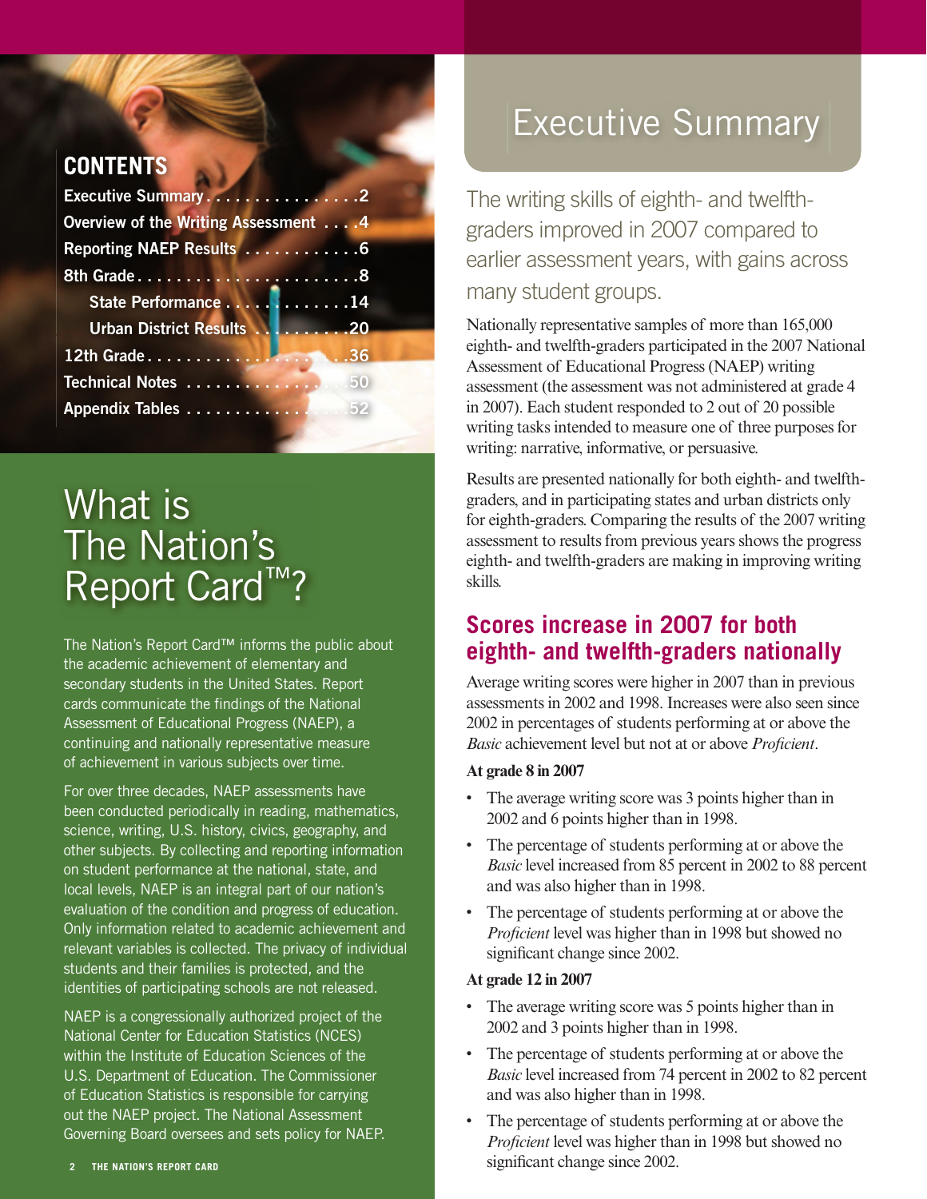## CONTENTS

- Executive Summary . . . . . . . . . . . . . . . .2
- Overview of the Writing Assessment . . . .4
- Reporting NAEP Results . . . . . . . . . . . .6
- 8th Grade . . . . . . . . . . . . . . . . . . . . . . .8
  - State Performance . . . . . . . . . . . . .14
  - Urban District Results . . . . . . . . . .20
- 12th Grade . . . . . . . . . . . . . . . . . . . . . .36
- Technical Notes . . . . . . . . . . . . . . . . . .50
- Appendix Tables . . . . . . . . . . . . . . . . . .52

# What is The Nation's Report Card™?

The Nation's Report Card™ informs the public about the academic achievement of elementary and secondary students in the United States. Report cards communicate the findings of the National Assessment of Educational Progress (NAEP), a continuing and nationally representative measure of achievement in various subjects over time.

For over three decades, NAEP assessments have been conducted periodically in reading, mathematics, science, writing, U.S. history, civics, geography, and other subjects. By collecting and reporting information on student performance at the national, state, and local levels, NAEP is an integral part of our nation's evaluation of the condition and progress of education. Only information related to academic achievement and relevant variables is collected. The privacy of individual students and their families is protected, and the identities of participating schools are not released.

NAEP is a congressionally authorized project of the National Center for Education Statistics (NCES) within the Institute of Education Sciences of the U.S. Department of Education. The Commissioner of Education Statistics is responsible for carrying out the NAEP project. The National Assessment Governing Board oversees and sets policy for NAEP.

# Executive Summary

The writing skills of eighth- and twelfth-graders improved in 2007 compared to earlier assessment years, with gains across many student groups.

Nationally representative samples of more than 165,000 eighth- and twelfth-graders participated in the 2007 National Assessment of Educational Progress (NAEP) writing assessment (the assessment was not administered at grade 4 in 2007). Each student responded to 2 out of 20 possible writing tasks intended to measure one of three purposes for writing: narrative, informative, or persuasive.

Results are presented nationally for both eighth- and twelfth-graders, and in participating states and urban districts only for eighth-graders. Comparing the results of the 2007 writing assessment to results from previous years shows the progress eighth- and twelfth-graders are making in improving writing skills.

## Scores increase in 2007 for both eighth- and twelfth-graders nationally

Average writing scores were higher in 2007 than in previous assessments in 2002 and 1998. Increases were also seen since 2002 in percentages of students performing at or above the *Basic* achievement level but not at or above *Proficient*.

**At grade 8 in 2007**

- The average writing score was 3 points higher than in 2002 and 6 points higher than in 1998.
- The percentage of students performing at or above the *Basic* level increased from 85 percent in 2002 to 88 percent and was also higher than in 1998.
- The percentage of students performing at or above the *Proficient* level was higher than in 1998 but showed no significant change since 2002.

**At grade 12 in 2007**

- The average writing score was 5 points higher than in 2002 and 3 points higher than in 1998.
- The percentage of students performing at or above the *Basic* level increased from 74 percent in 2002 to 82 percent and was also higher than in 1998.
- The percentage of students performing at or above the *Proficient* level was higher than in 1998 but showed no significant change since 2002.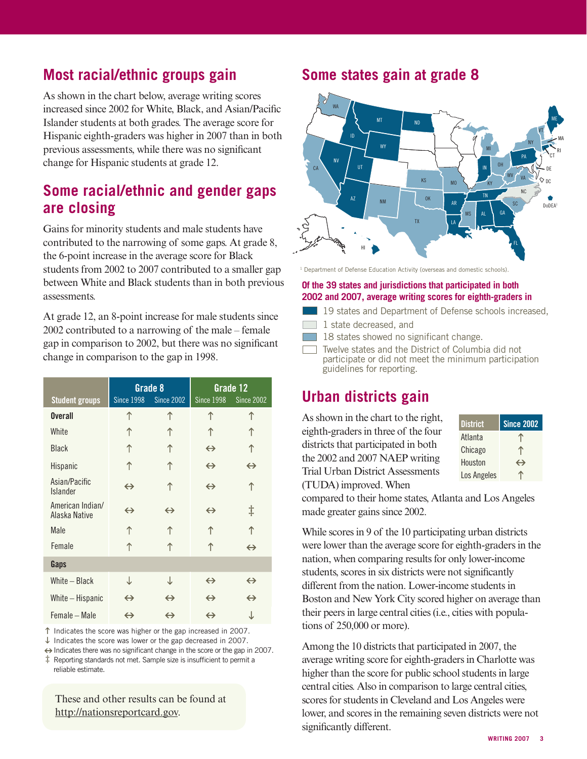## Most racial/ethnic groups gain

As shown in the chart below, average writing scores increased since 2002 for White, Black, and Asian/Pacific Islander students at both grades. The average score for Hispanic eighth-graders was higher in 2007 than in both previous assessments, while there was no significant change for Hispanic students at grade 12.

## Some racial/ethnic and gender gaps are closing

Gains for minority students and male students have contributed to the narrowing of some gaps. At grade 8, the 6-point increase in the average score for Black students from 2002 to 2007 contributed to a smaller gap between White and Black students than in both previous assessments.

At grade 12, an 8-point increase for male students since 2002 contributed to a narrowing of the male – female gap in comparison to 2002, but there was no significant change in comparison to the gap in 1998.

| Student groups | Grade 8 | | Grade 12 | |
|---|---|---|---|---|
| | Since 1998 | Since 2002 | Since 1998 | Since 2002 |
| **Overall** | ↑ | ↑ | ↑ | ↑ |
| White | ↑ | ↑ | ↑ | ↑ |
| Black | ↑ | ↑ | ↔ | ↑ |
| Hispanic | ↑ | ↑ | ↔ | ↔ |
| Asian/Pacific Islander | ↔ | ↑ | ↔ | ↑ |
| American Indian/ Alaska Native | ↔ | ↔ | ↔ | ‡ |
| Male | ↑ | ↑ | ↑ | ↑ |
| Female | ↑ | ↑ | ↑ | ↔ |
| **Gaps** | | | | |
| White – Black | ↓ | ↓ | ↔ | ↔ |
| White – Hispanic | ↔ | ↔ | ↔ | ↔ |
| Female – Male | ↔ | ↔ | ↔ | ↓ |

↑ Indicates the score was higher or the gap increased in 2007.
↓ Indicates the score was lower or the gap decreased in 2007.
↔ Indicates there was no significant change in the score or the gap in 2007.
‡ Reporting standards not met. Sample size is insufficient to permit a reliable estimate.

These and other results can be found at http://nationsreportcard.gov.

## Some states gain at grade 8

[1] Department of Defense Education Activity (overseas and domestic schools).

**Of the 39 states and jurisdictions that participated in both 2002 and 2007, average writing scores for eighth-graders in**

- 19 states and Department of Defense schools increased,
- 1 state decreased, and
- 18 states showed no significant change.
- Twelve states and the District of Columbia did not participate or did not meet the minimum participation guidelines for reporting.

## Urban districts gain

As shown in the chart to the right, eighth-graders in three of the four districts that participated in both the 2002 and 2007 NAEP writing Trial Urban District Assessments (TUDA) improved. When compared to their home states, Atlanta and Los Angeles made greater gains since 2002.

| District | Since 2002 |
|---|---|
| Atlanta | ↑ |
| Chicago | ↑ |
| Houston | ↔ |
| Los Angeles | ↑ |

While scores in 9 of the 10 participating urban districts were lower than the average score for eighth-graders in the nation, when comparing results for only lower-income students, scores in six districts were not significantly different from the nation. Lower-income students in Boston and New York City scored higher on average than their peers in large central cities (i.e., cities with populations of 250,000 or more).

Among the 10 districts that participated in 2007, the average writing score for eighth-graders in Charlotte was higher than the score for public school students in large central cities. Also in comparison to large central cities, scores for students in Cleveland and Los Angeles were lower, and scores in the remaining seven districts were not significantly different.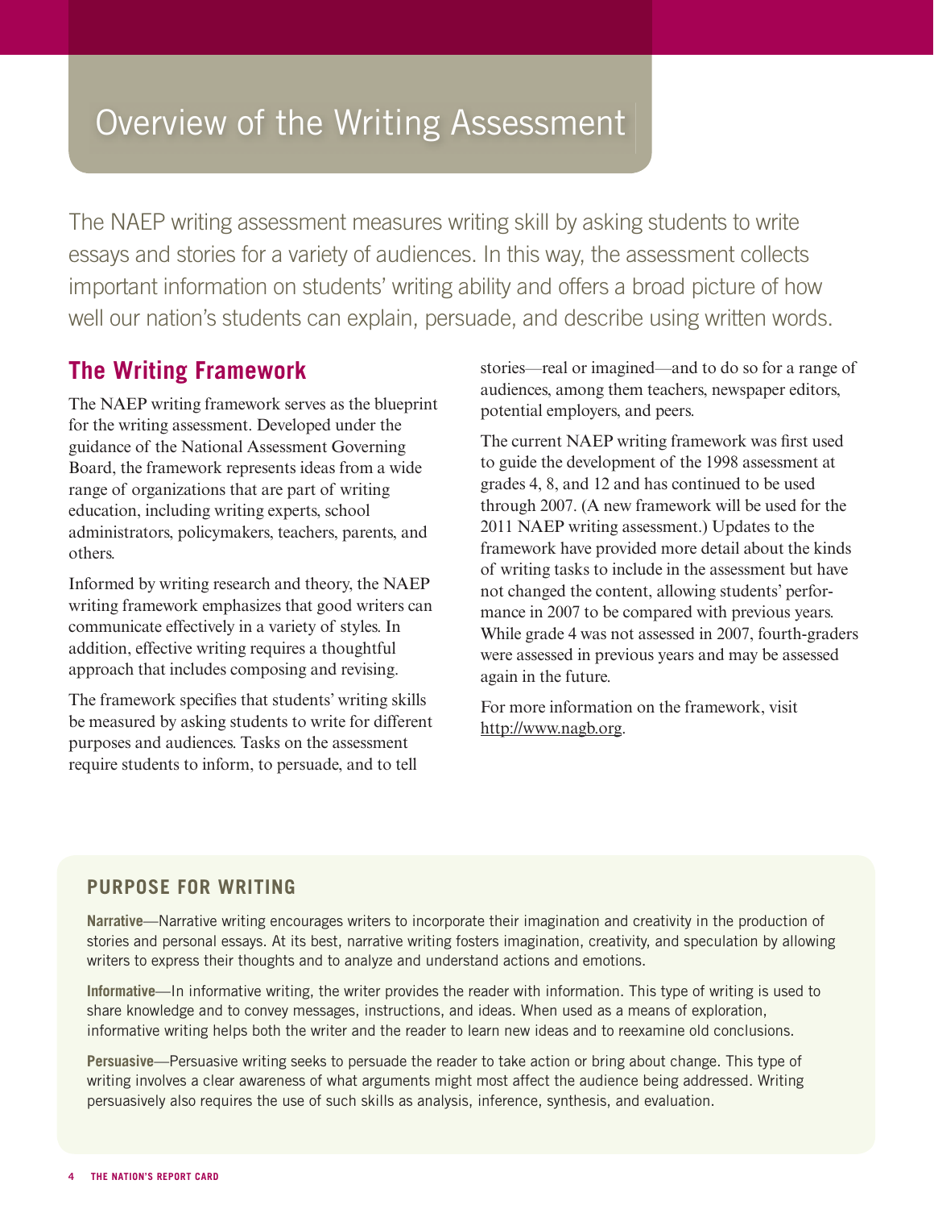# Overview of the Writing Assessment

The NAEP writing assessment measures writing skill by asking students to write essays and stories for a variety of audiences. In this way, the assessment collects important information on students' writing ability and offers a broad picture of how well our nation's students can explain, persuade, and describe using written words.

## The Writing Framework

The NAEP writing framework serves as the blueprint for the writing assessment. Developed under the guidance of the National Assessment Governing Board, the framework represents ideas from a wide range of organizations that are part of writing education, including writing experts, school administrators, policymakers, teachers, parents, and others.

Informed by writing research and theory, the NAEP writing framework emphasizes that good writers can communicate effectively in a variety of styles. In addition, effective writing requires a thoughtful approach that includes composing and revising.

The framework specifies that students' writing skills be measured by asking students to write for different purposes and audiences. Tasks on the assessment require students to inform, to persuade, and to tell stories—real or imagined—and to do so for a range of audiences, among them teachers, newspaper editors, potential employers, and peers.

The current NAEP writing framework was first used to guide the development of the 1998 assessment at grades 4, 8, and 12 and has continued to be used through 2007. (A new framework will be used for the 2011 NAEP writing assessment.) Updates to the framework have provided more detail about the kinds of writing tasks to include in the assessment but have not changed the content, allowing students' performance in 2007 to be compared with previous years. While grade 4 was not assessed in 2007, fourth-graders were assessed in previous years and may be assessed again in the future.

For more information on the framework, visit http://www.nagb.org.

### PURPOSE FOR WRITING

**Narrative**—Narrative writing encourages writers to incorporate their imagination and creativity in the production of stories and personal essays. At its best, narrative writing fosters imagination, creativity, and speculation by allowing writers to express their thoughts and to analyze and understand actions and emotions.

**Informative**—In informative writing, the writer provides the reader with information. This type of writing is used to share knowledge and to convey messages, instructions, and ideas. When used as a means of exploration, informative writing helps both the writer and the reader to learn new ideas and to reexamine old conclusions.

**Persuasive**—Persuasive writing seeks to persuade the reader to take action or bring about change. This type of writing involves a clear awareness of what arguments might most affect the audience being addressed. Writing persuasively also requires the use of such skills as analysis, inference, synthesis, and evaluation.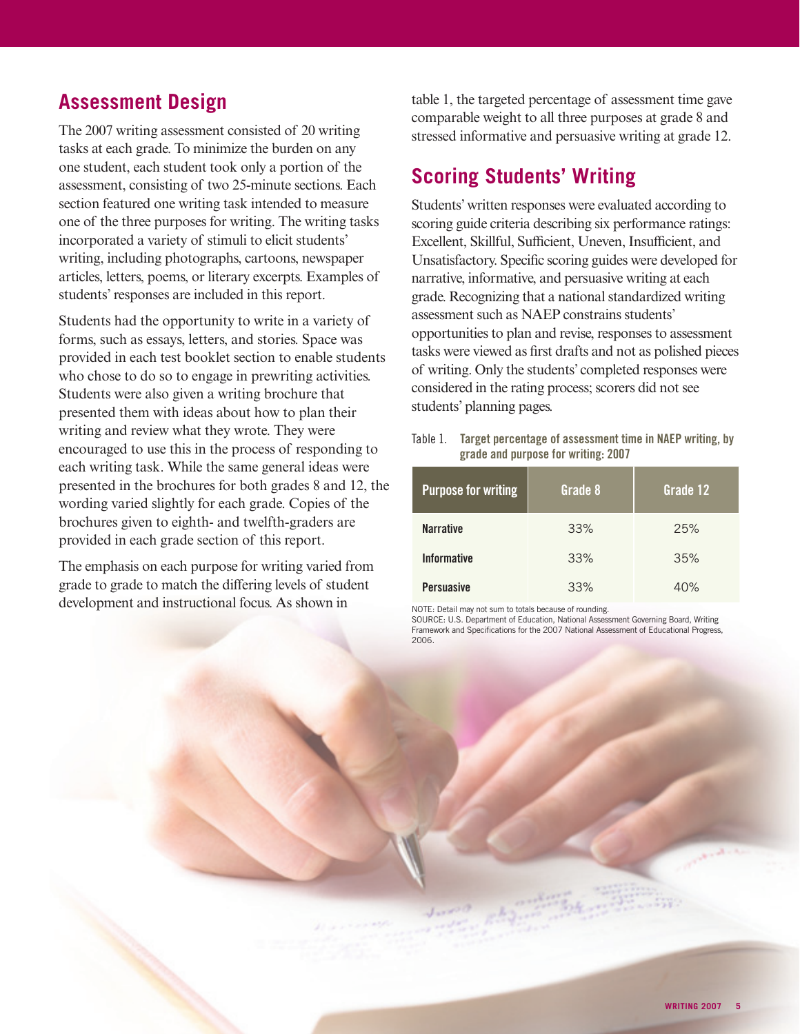## Assessment Design

The 2007 writing assessment consisted of 20 writing tasks at each grade. To minimize the burden on any one student, each student took only a portion of the assessment, consisting of two 25-minute sections. Each section featured one writing task intended to measure one of the three purposes for writing. The writing tasks incorporated a variety of stimuli to elicit students' writing, including photographs, cartoons, newspaper articles, letters, poems, or literary excerpts. Examples of students' responses are included in this report.

Students had the opportunity to write in a variety of forms, such as essays, letters, and stories. Space was provided in each test booklet section to enable students who chose to do so to engage in prewriting activities. Students were also given a writing brochure that presented them with ideas about how to plan their writing and review what they wrote. They were encouraged to use this in the process of responding to each writing task. While the same general ideas were presented in the brochures for both grades 8 and 12, the wording varied slightly for each grade. Copies of the brochures given to eighth- and twelfth-graders are provided in each grade section of this report.

The emphasis on each purpose for writing varied from grade to grade to match the differing levels of student development and instructional focus. As shown in table 1, the targeted percentage of assessment time gave comparable weight to all three purposes at grade 8 and stressed informative and persuasive writing at grade 12.

## Scoring Students' Writing

Students' written responses were evaluated according to scoring guide criteria describing six performance ratings: Excellent, Skillful, Sufficient, Uneven, Insufficient, and Unsatisfactory. Specific scoring guides were developed for narrative, informative, and persuasive writing at each grade. Recognizing that a national standardized writing assessment such as NAEP constrains students' opportunities to plan and revise, responses to assessment tasks were viewed as first drafts and not as polished pieces of writing. Only the students' completed responses were considered in the rating process; scorers did not see students' planning pages.

Table 1. **Target percentage of assessment time in NAEP writing, by grade and purpose for writing: 2007**

| Purpose for writing | Grade 8 | Grade 12 |
|---|---|---|
| **Narrative** | 33% | 25% |
| **Informative** | 33% | 35% |
| **Persuasive** | 33% | 40% |

NOTE: Detail may not sum to totals because of rounding.
SOURCE: U.S. Department of Education, National Assessment Governing Board, Writing Framework and Specifications for the 2007 National Assessment of Educational Progress, 2006.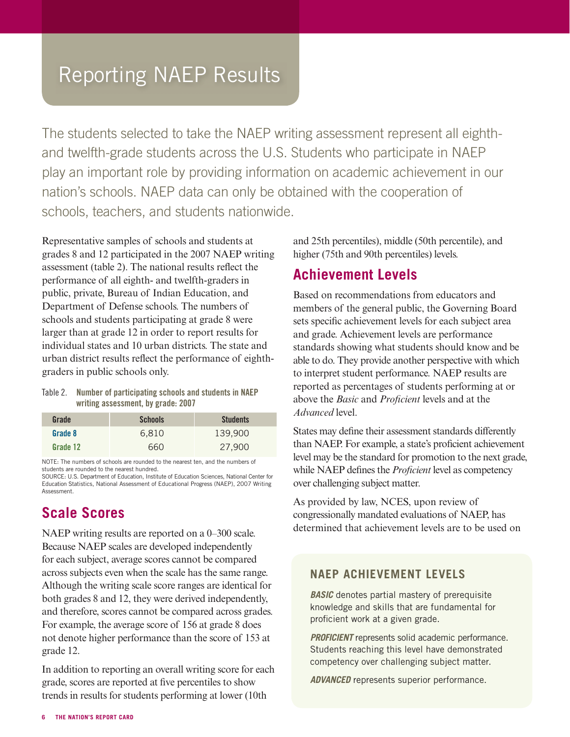# Reporting NAEP Results

The students selected to take the NAEP writing assessment represent all eighth- and twelfth-grade students across the U.S. Students who participate in NAEP play an important role by providing information on academic achievement in our nation's schools. NAEP data can only be obtained with the cooperation of schools, teachers, and students nationwide.

Representative samples of schools and students at grades 8 and 12 participated in the 2007 NAEP writing assessment (table 2). The national results reflect the performance of all eighth- and twelfth-graders in public, private, Bureau of Indian Education, and Department of Defense schools. The numbers of schools and students participating at grade 8 were larger than at grade 12 in order to report results for individual states and 10 urban districts. The state and urban district results reflect the performance of eighth-graders in public schools only.

Table 2. **Number of participating schools and students in NAEP writing assessment, by grade: 2007**

| Grade | Schools | Students |
|---|---|---|
| Grade 8 | 6,810 | 139,900 |
| Grade 12 | 660 | 27,900 |

NOTE: The numbers of schools are rounded to the nearest ten, and the numbers of students are rounded to the nearest hundred.
SOURCE: U.S. Department of Education, Institute of Education Sciences, National Center for Education Statistics, National Assessment of Educational Progress (NAEP), 2007 Writing Assessment.

## Scale Scores

NAEP writing results are reported on a 0–300 scale. Because NAEP scales are developed independently for each subject, average scores cannot be compared across subjects even when the scale has the same range. Although the writing scale score ranges are identical for both grades 8 and 12, they were derived independently, and therefore, scores cannot be compared across grades. For example, the average score of 156 at grade 8 does not denote higher performance than the score of 153 at grade 12.

In addition to reporting an overall writing score for each grade, scores are reported at five percentiles to show trends in results for students performing at lower (10th and 25th percentiles), middle (50th percentile), and higher (75th and 90th percentiles) levels.

## Achievement Levels

Based on recommendations from educators and members of the general public, the Governing Board sets specific achievement levels for each subject area and grade. Achievement levels are performance standards showing what students should know and be able to do. They provide another perspective with which to interpret student performance. NAEP results are reported as percentages of students performing at or above the *Basic* and *Proficient* levels and at the *Advanced* level.

States may define their assessment standards differently than NAEP. For example, a state's proficient achievement level may be the standard for promotion to the next grade, while NAEP defines the *Proficient* level as competency over challenging subject matter.

As provided by law, NCES, upon review of congressionally mandated evaluations of NAEP, has determined that achievement levels are to be used on

### NAEP ACHIEVEMENT LEVELS

***BASIC*** denotes partial mastery of prerequisite knowledge and skills that are fundamental for proficient work at a given grade.

***PROFICIENT*** represents solid academic performance. Students reaching this level have demonstrated competency over challenging subject matter.

***ADVANCED*** represents superior performance.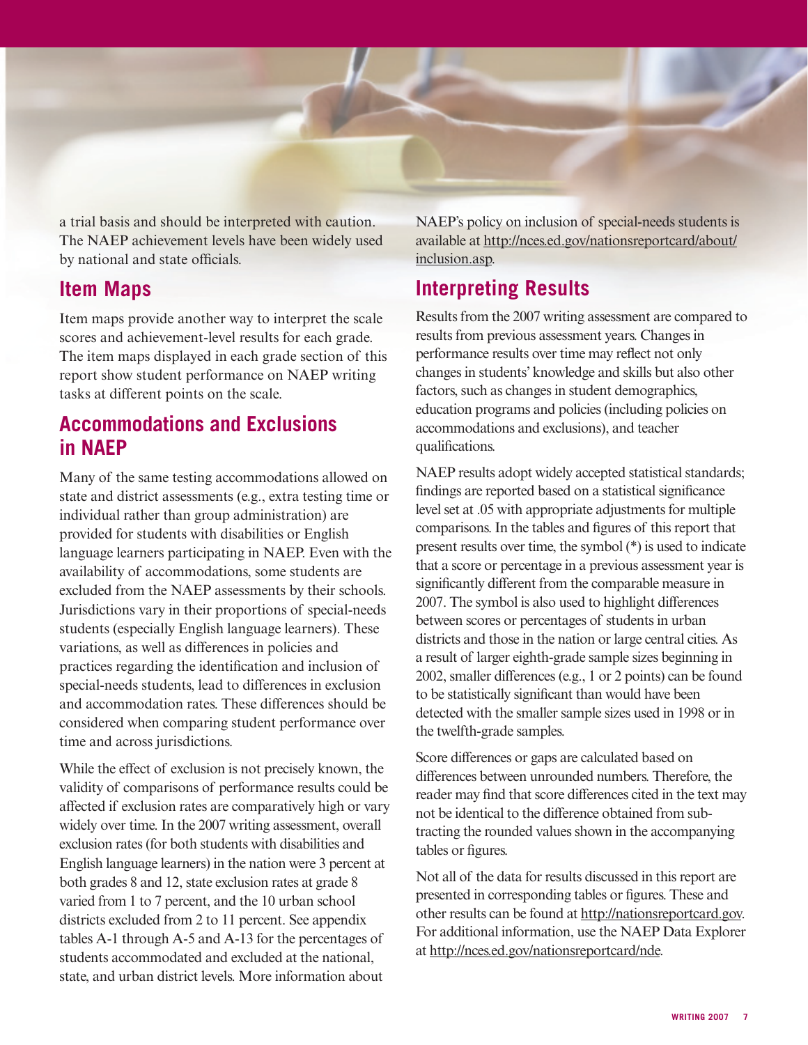a trial basis and should be interpreted with caution. The NAEP achievement levels have been widely used by national and state officials.

## Item Maps

Item maps provide another way to interpret the scale scores and achievement-level results for each grade. The item maps displayed in each grade section of this report show student performance on NAEP writing tasks at different points on the scale.

## Accommodations and Exclusions in NAEP

Many of the same testing accommodations allowed on state and district assessments (e.g., extra testing time or individual rather than group administration) are provided for students with disabilities or English language learners participating in NAEP. Even with the availability of accommodations, some students are excluded from the NAEP assessments by their schools. Jurisdictions vary in their proportions of special-needs students (especially English language learners). These variations, as well as differences in policies and practices regarding the identification and inclusion of special-needs students, lead to differences in exclusion and accommodation rates. These differences should be considered when comparing student performance over time and across jurisdictions.

While the effect of exclusion is not precisely known, the validity of comparisons of performance results could be affected if exclusion rates are comparatively high or vary widely over time. In the 2007 writing assessment, overall exclusion rates (for both students with disabilities and English language learners) in the nation were 3 percent at both grades 8 and 12, state exclusion rates at grade 8 varied from 1 to 7 percent, and the 10 urban school districts excluded from 2 to 11 percent. See appendix tables A-1 through A-5 and A-13 for the percentages of students accommodated and excluded at the national, state, and urban district levels. More information about NAEP's policy on inclusion of special-needs students is available at http://nces.ed.gov/nationsreportcard/about/inclusion.asp.

## Interpreting Results

Results from the 2007 writing assessment are compared to results from previous assessment years. Changes in performance results over time may reflect not only changes in students' knowledge and skills but also other factors, such as changes in student demographics, education programs and policies (including policies on accommodations and exclusions), and teacher qualifications.

NAEP results adopt widely accepted statistical standards; findings are reported based on a statistical significance level set at .05 with appropriate adjustments for multiple comparisons. In the tables and figures of this report that present results over time, the symbol (*) is used to indicate that a score or percentage in a previous assessment year is significantly different from the comparable measure in 2007. The symbol is also used to highlight differences between scores or percentages of students in urban districts and those in the nation or large central cities. As a result of larger eighth-grade sample sizes beginning in 2002, smaller differences (e.g., 1 or 2 points) can be found to be statistically significant than would have been detected with the smaller sample sizes used in 1998 or in the twelfth-grade samples.

Score differences or gaps are calculated based on differences between unrounded numbers. Therefore, the reader may find that score differences cited in the text may not be identical to the difference obtained from subtracting the rounded values shown in the accompanying tables or figures.

Not all of the data for results discussed in this report are presented in corresponding tables or figures. These and other results can be found at http://nationsreportcard.gov. For additional information, use the NAEP Data Explorer at http://nces.ed.gov/nationsreportcard/nde.